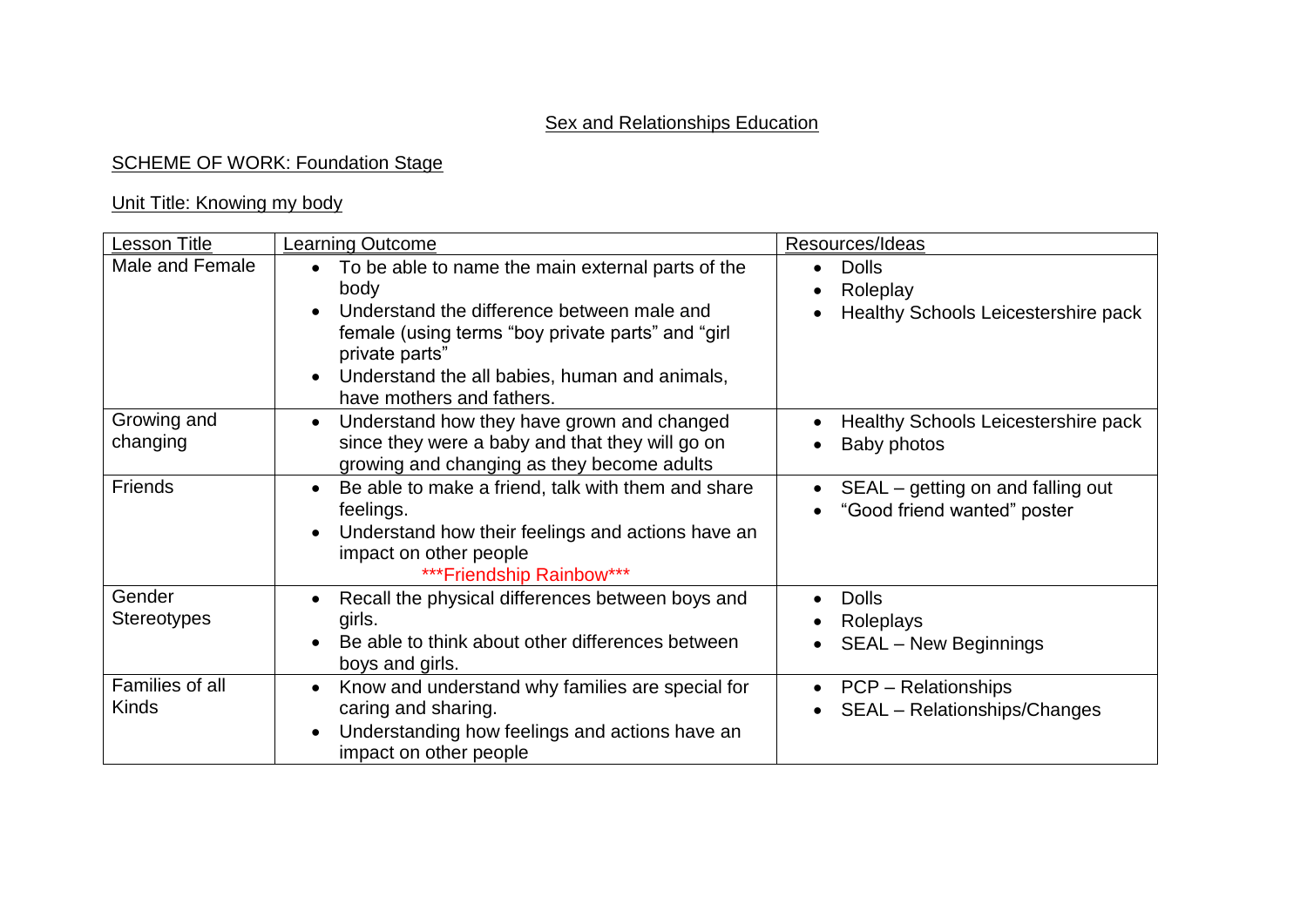# Sex and Relationships Education

## SCHEME OF WORK: Foundation Stage

### Unit Title: Knowing my body

| Lesson Title | Learning Outcome | Resources/Ideas |
|---|---|---|
| Male and Female | • To be able to name the main external parts of the body<br>• Understand the difference between male and female (using terms "boy private parts" and "girl private parts"<br>• Understand the all babies, human and animals, have mothers and fathers. | • Dolls<br>• Roleplay<br>• Healthy Schools Leicestershire pack |
| Growing and changing | • Understand how they have grown and changed since they were a baby and that they will go on growing and changing as they become adults | • Healthy Schools Leicestershire pack<br>• Baby photos |
| Friends | • Be able to make a friend, talk with them and share feelings.<br>• Understand how their feelings and actions have an impact on other people<br>***Friendship Rainbow*** | • SEAL – getting on and falling out<br>• "Good friend wanted" poster |
| Gender Stereotypes | • Recall the physical differences between boys and girls.<br>• Be able to think about other differences between boys and girls. | • Dolls<br>• Roleplays<br>• SEAL – New Beginnings |
| Families of all Kinds | • Know and understand why families are special for caring and sharing.<br>• Understanding how feelings and actions have an impact on other people | • PCP – Relationships<br>• SEAL – Relationships/Changes |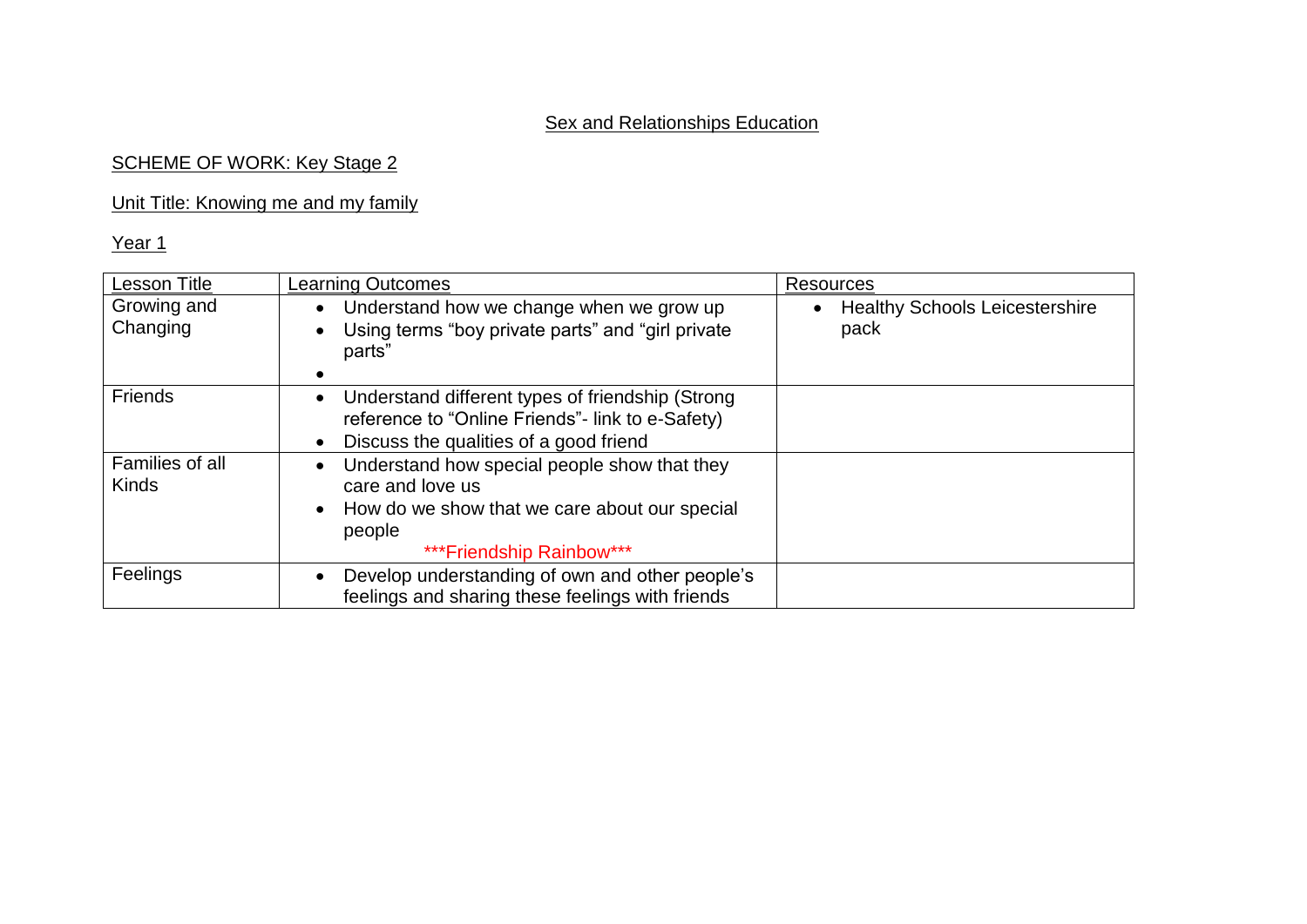Sex and Relationships Education

SCHEME OF WORK: Key Stage 2

Unit Title: Knowing me and my family

Year 1

| Lesson Title | Learning Outcomes | Resources |
|---|---|---|
| Growing and Changing | • Understand how we change when we grow up<br>• Using terms "boy private parts" and "girl private parts"<br>• | • Healthy Schools Leicestershire pack |
| Friends | • Understand different types of friendship (Strong reference to "Online Friends"- link to e-Safety)<br>• Discuss the qualities of a good friend | |
| Families of all Kinds | • Understand how special people show that they care and love us<br>• How do we show that we care about our special people<br>***Friendship Rainbow*** | |
| Feelings | • Develop understanding of own and other people's feelings and sharing these feelings with friends | |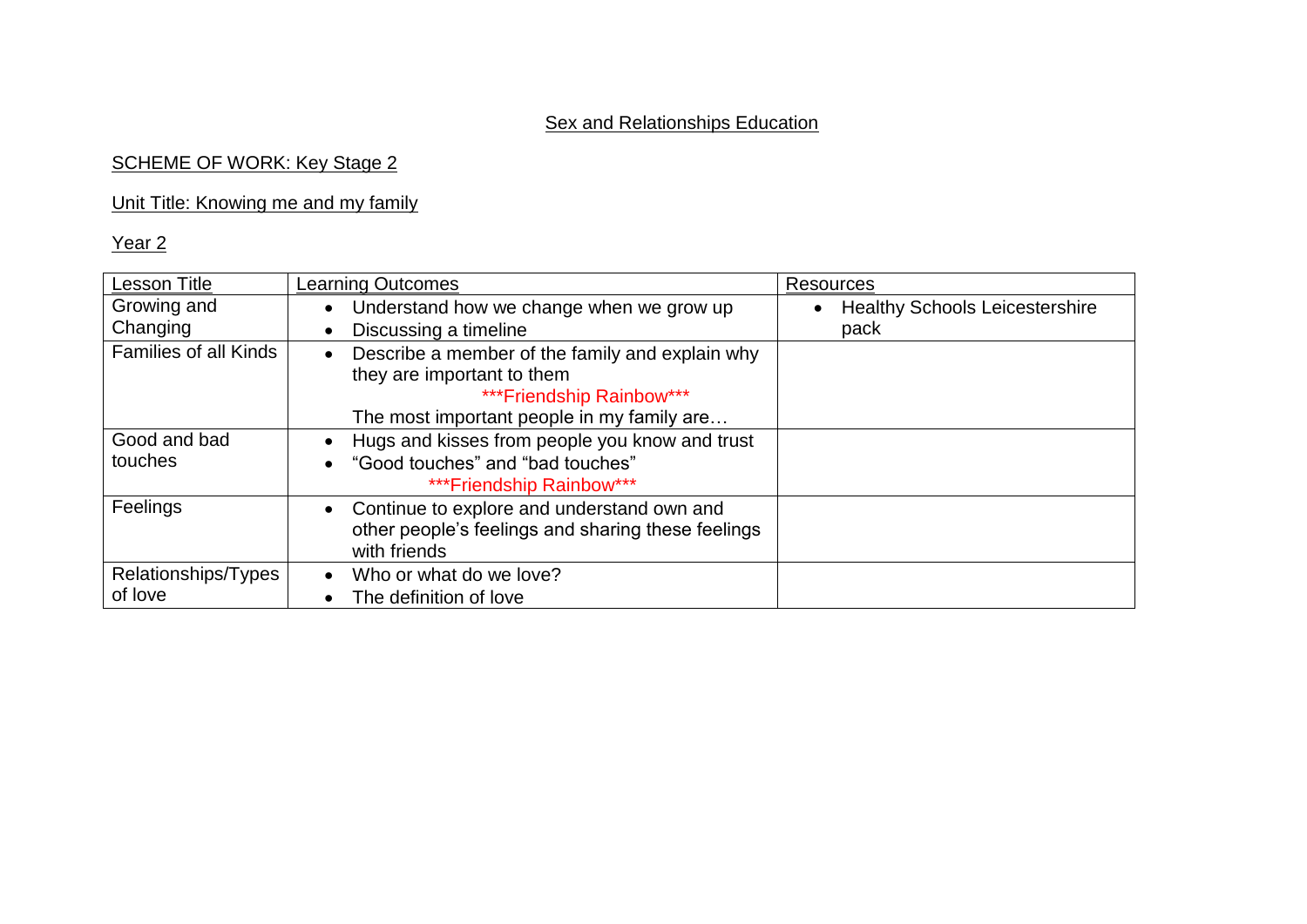# Sex and Relationships Education

## SCHEME OF WORK: Key Stage 2

## Unit Title: Knowing me and my family

## Year 2

| Lesson Title | Learning Outcomes | Resources |
|---|---|---|
| Growing and Changing | • Understand how we change when we grow up<br>• Discussing a timeline | • Healthy Schools Leicestershire pack |
| Families of all Kinds | • Describe a member of the family and explain why they are important to them<br>***Friendship Rainbow***<br>The most important people in my family are… | |
| Good and bad touches | • Hugs and kisses from people you know and trust<br>• “Good touches” and “bad touches”<br>***Friendship Rainbow*** | |
| Feelings | • Continue to explore and understand own and other people’s feelings and sharing these feelings with friends | |
| Relationships/Types of love | • Who or what do we love?<br>• The definition of love | |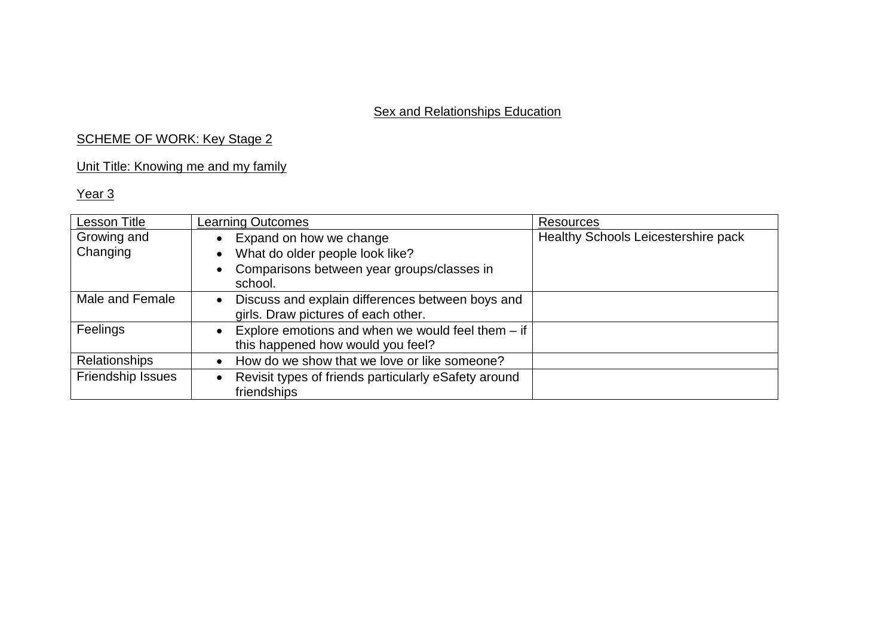## Sex and Relationships Education

SCHEME OF WORK: Key Stage 2

Unit Title: Knowing me and my family

Year 3

| Lesson Title | Learning Outcomes | Resources |
|---|---|---|
| Growing and Changing | • Expand on how we change<br>• What do older people look like?<br>• Comparisons between year groups/classes in school. | Healthy Schools Leicestershire pack |
| Male and Female | • Discuss and explain differences between boys and girls. Draw pictures of each other. | |
| Feelings | • Explore emotions and when we would feel them – if this happened how would you feel? | |
| Relationships | • How do we show that we love or like someone? | |
| Friendship Issues | • Revisit types of friends particularly eSafety around friendships | |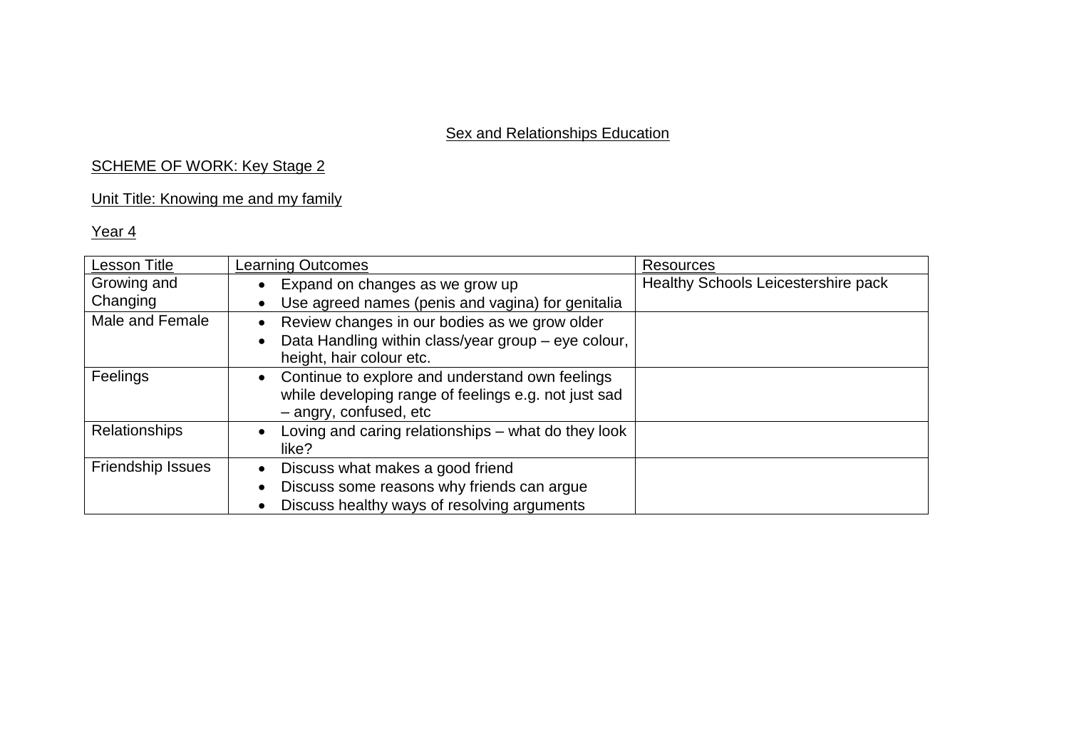Sex and Relationships Education

SCHEME OF WORK: Key Stage 2

Unit Title: Knowing me and my family

Year 4

| Lesson Title | Learning Outcomes | Resources |
|---|---|---|
| Growing and Changing | • Expand on changes as we grow up<br>• Use agreed names (penis and vagina) for genitalia | Healthy Schools Leicestershire pack |
| Male and Female | • Review changes in our bodies as we grow older<br>• Data Handling within class/year group – eye colour, height, hair colour etc. | |
| Feelings | • Continue to explore and understand own feelings while developing range of feelings e.g. not just sad – angry, confused, etc | |
| Relationships | • Loving and caring relationships – what do they look like? | |
| Friendship Issues | • Discuss what makes a good friend<br>• Discuss some reasons why friends can argue<br>• Discuss healthy ways of resolving arguments | |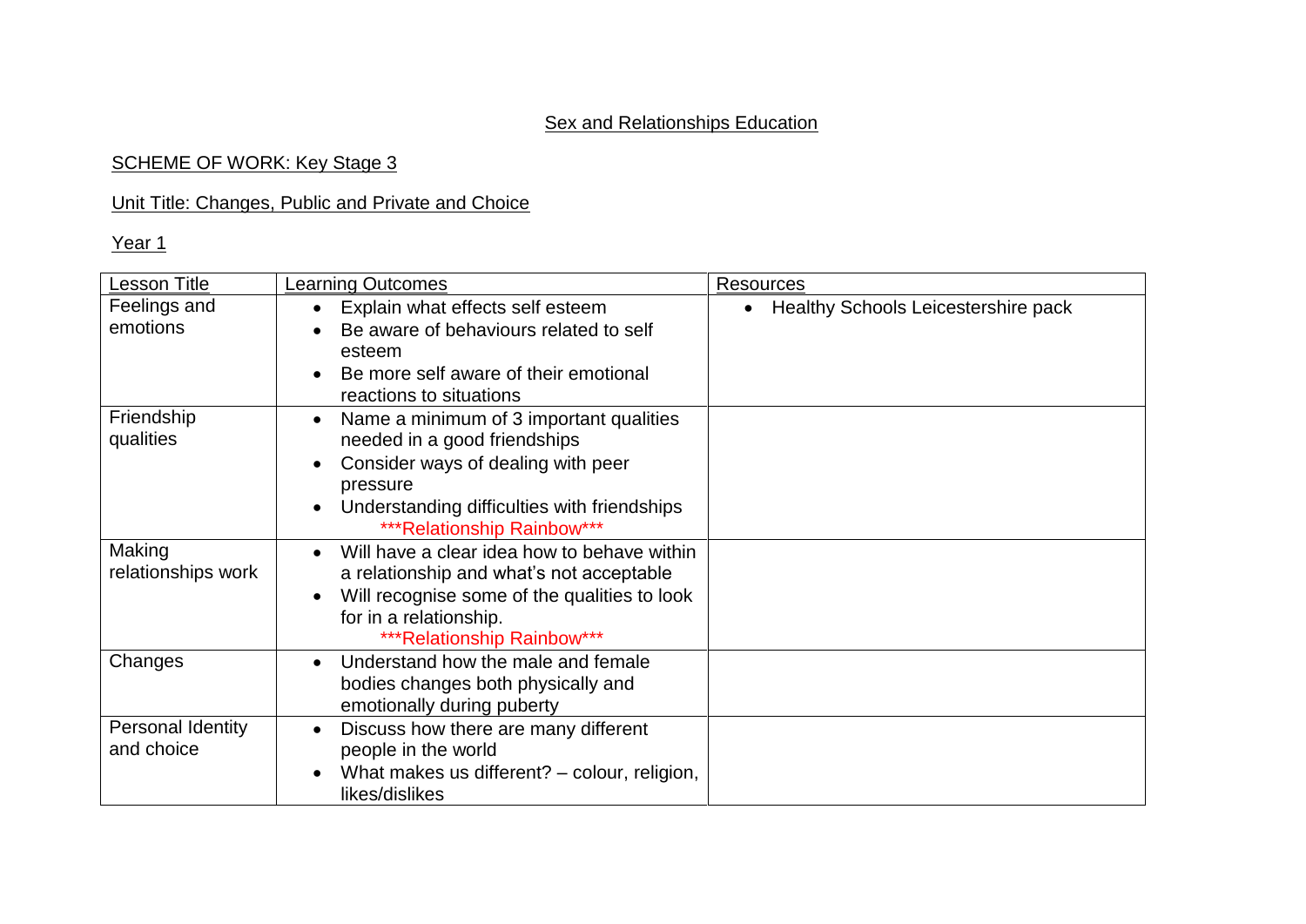## Sex and Relationships Education

SCHEME OF WORK: Key Stage 3

Unit Title: Changes, Public and Private and Choice

Year 1

| Lesson Title | Learning Outcomes | Resources |
|---|---|---|
| Feelings and emotions | • Explain what effects self esteem<br>• Be aware of behaviours related to self esteem<br>• Be more self aware of their emotional reactions to situations | • Healthy Schools Leicestershire pack |
| Friendship qualities | • Name a minimum of 3 important qualities needed in a good friendships<br>• Consider ways of dealing with peer pressure<br>• Understanding difficulties with friendships<br>***Relationship Rainbow*** | |
| Making relationships work | • Will have a clear idea how to behave within a relationship and what's not acceptable<br>• Will recognise some of the qualities to look for in a relationship.<br>***Relationship Rainbow*** | |
| Changes | • Understand how the male and female bodies changes both physically and emotionally during puberty | |
| Personal Identity and choice | • Discuss how there are many different people in the world<br>• What makes us different? – colour, religion, likes/dislikes | |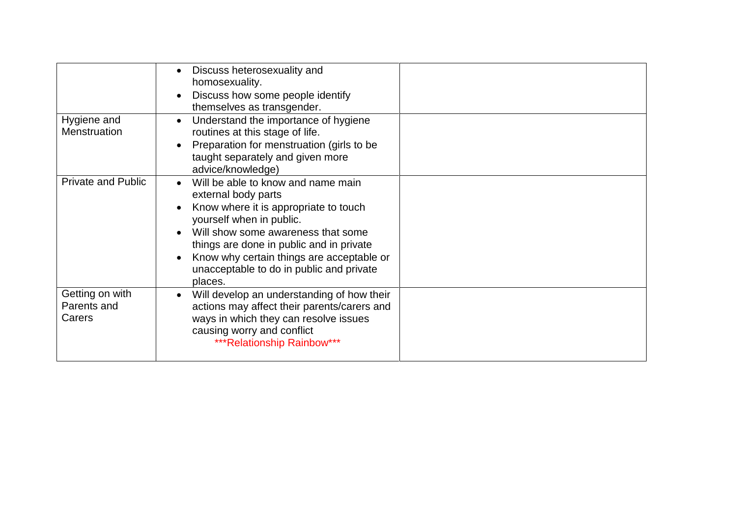| | | |
|---|---|---|
| | • Discuss heterosexuality and homosexuality.<br>• Discuss how some people identify themselves as transgender. | |
| Hygiene and Menstruation | • Understand the importance of hygiene routines at this stage of life.<br>• Preparation for menstruation (girls to be taught separately and given more advice/knowledge) | |
| Private and Public | • Will be able to know and name main external body parts<br>• Know where it is appropriate to touch yourself when in public.<br>• Will show some awareness that some things are done in public and in private<br>• Know why certain things are acceptable or unacceptable to do in public and private places. | |
| Getting on with Parents and Carers | • Will develop an understanding of how their actions may affect their parents/carers and ways in which they can resolve issues causing worry and conflict<br>***Relationship Rainbow*** | |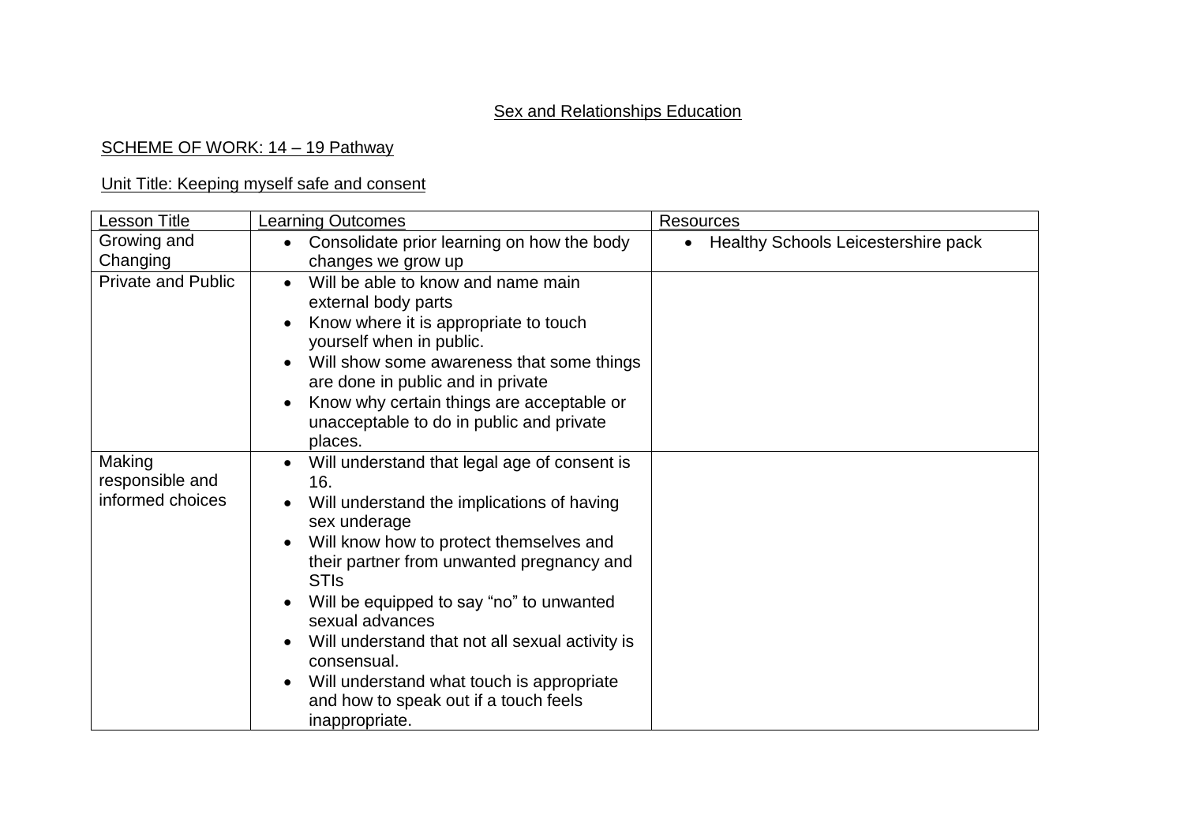## Sex and Relationships Education

SCHEME OF WORK: 14 – 19 Pathway

Unit Title: Keeping myself safe and consent

| Lesson Title | Learning Outcomes | Resources |
|---|---|---|
| Growing and Changing | • Consolidate prior learning on how the body changes we grow up | • Healthy Schools Leicestershire pack |
| Private and Public | • Will be able to know and name main external body parts<br>• Know where it is appropriate to touch yourself when in public.<br>• Will show some awareness that some things are done in public and in private<br>• Know why certain things are acceptable or unacceptable to do in public and private places. | |
| Making responsible and informed choices | • Will understand that legal age of consent is 16.<br>• Will understand the implications of having sex underage<br>• Will know how to protect themselves and their partner from unwanted pregnancy and STIs<br>• Will be equipped to say "no" to unwanted sexual advances<br>• Will understand that not all sexual activity is consensual.<br>• Will understand what touch is appropriate and how to speak out if a touch feels inappropriate. | |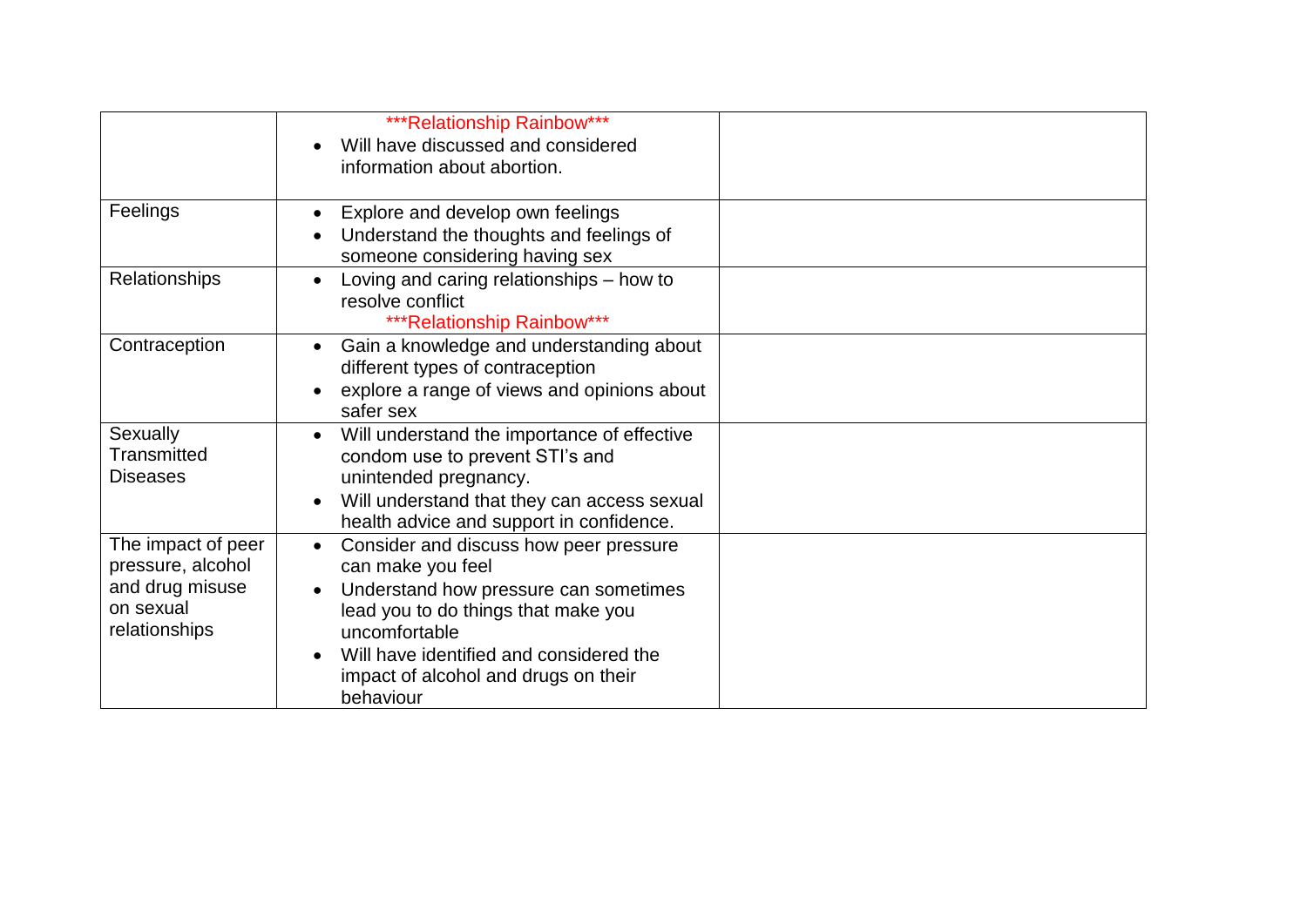| | | |
|---|---|---|
| | \*\*\*Relationship Rainbow\*\*\*<br>• Will have discussed and considered information about abortion. | |
| Feelings | • Explore and develop own feelings<br>• Understand the thoughts and feelings of someone considering having sex | |
| Relationships | • Loving and caring relationships – how to resolve conflict<br>\*\*\*Relationship Rainbow\*\*\* | |
| Contraception | • Gain a knowledge and understanding about different types of contraception<br>• explore a range of views and opinions about safer sex | |
| Sexually Transmitted Diseases | • Will understand the importance of effective condom use to prevent STI's and unintended pregnancy.<br>• Will understand that they can access sexual health advice and support in confidence. | |
| The impact of peer pressure, alcohol and drug misuse on sexual relationships | • Consider and discuss how peer pressure can make you feel<br>• Understand how pressure can sometimes lead you to do things that make you uncomfortable<br>• Will have identified and considered the impact of alcohol and drugs on their behaviour | |